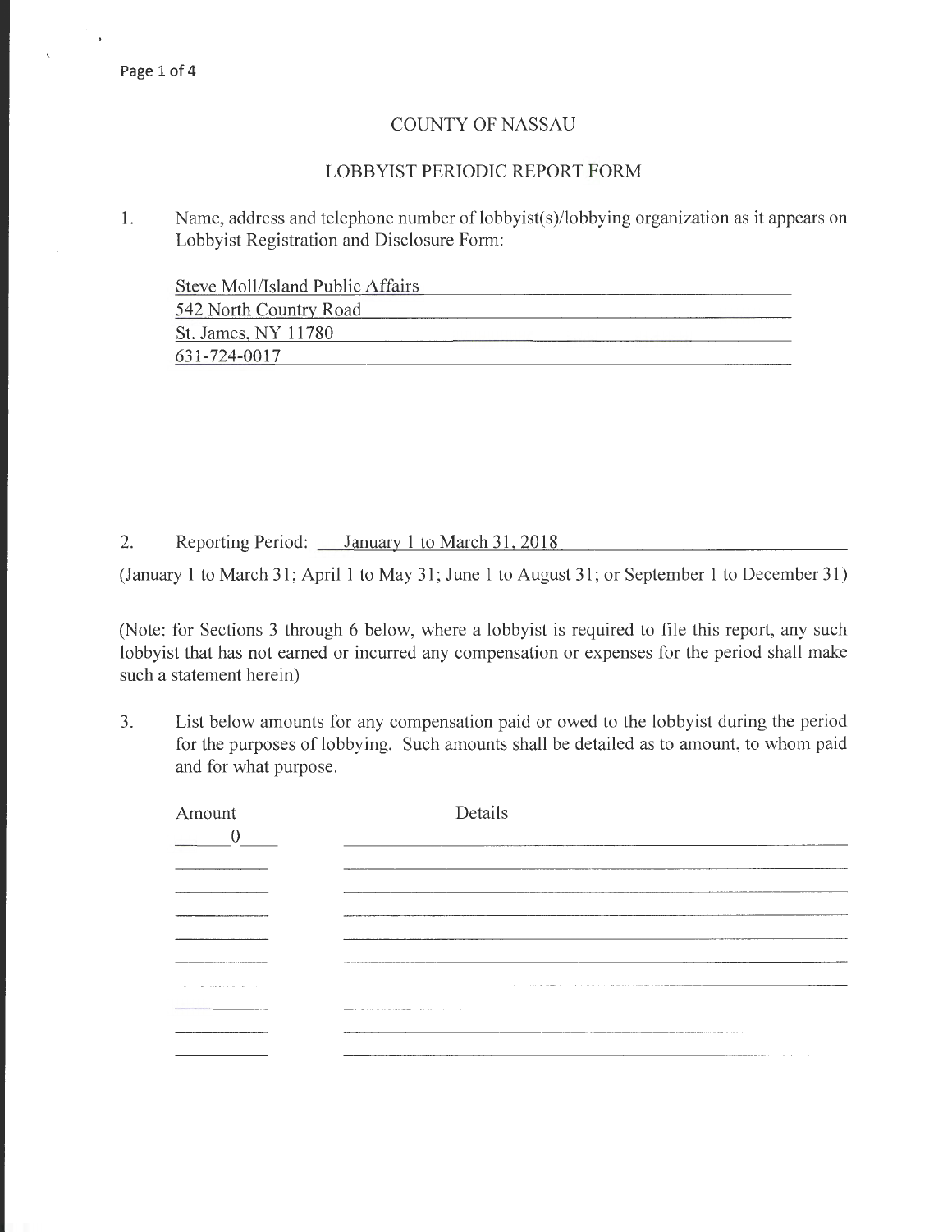# COUNTY OF NASSAU

## LOBBYIST PERIODIC REPORT FORM

1. Name, address and telephone number of lobbyist(s)/lobbying organization as it appears on Lobbyist Registration and Disclosure Form:

   Steve Moll/Island Public Affairs
   542 North Country Road
   St. James, NY 11780
   631-724-0017

2. Reporting Period: January 1 to March 31, 2018

(January 1 to March 31; April 1 to May 31; June 1 to August 31; or September 1 to December 31)

(Note: for Sections 3 through 6 below, where a lobbyist is required to file this report, any such lobbyist that has not earned or incurred any compensation or expenses for the period shall make such a statement herein)

3. List below amounts for any compensation paid or owed to the lobbyist during the period for the purposes of lobbying. Such amounts shall be detailed as to amount, to whom paid and for what purpose.

| Amount | Details |
|---|---|
| 0 | |
| | |
| | |
| | |
| | |
| | |
| | |
| | |
| | |
| | |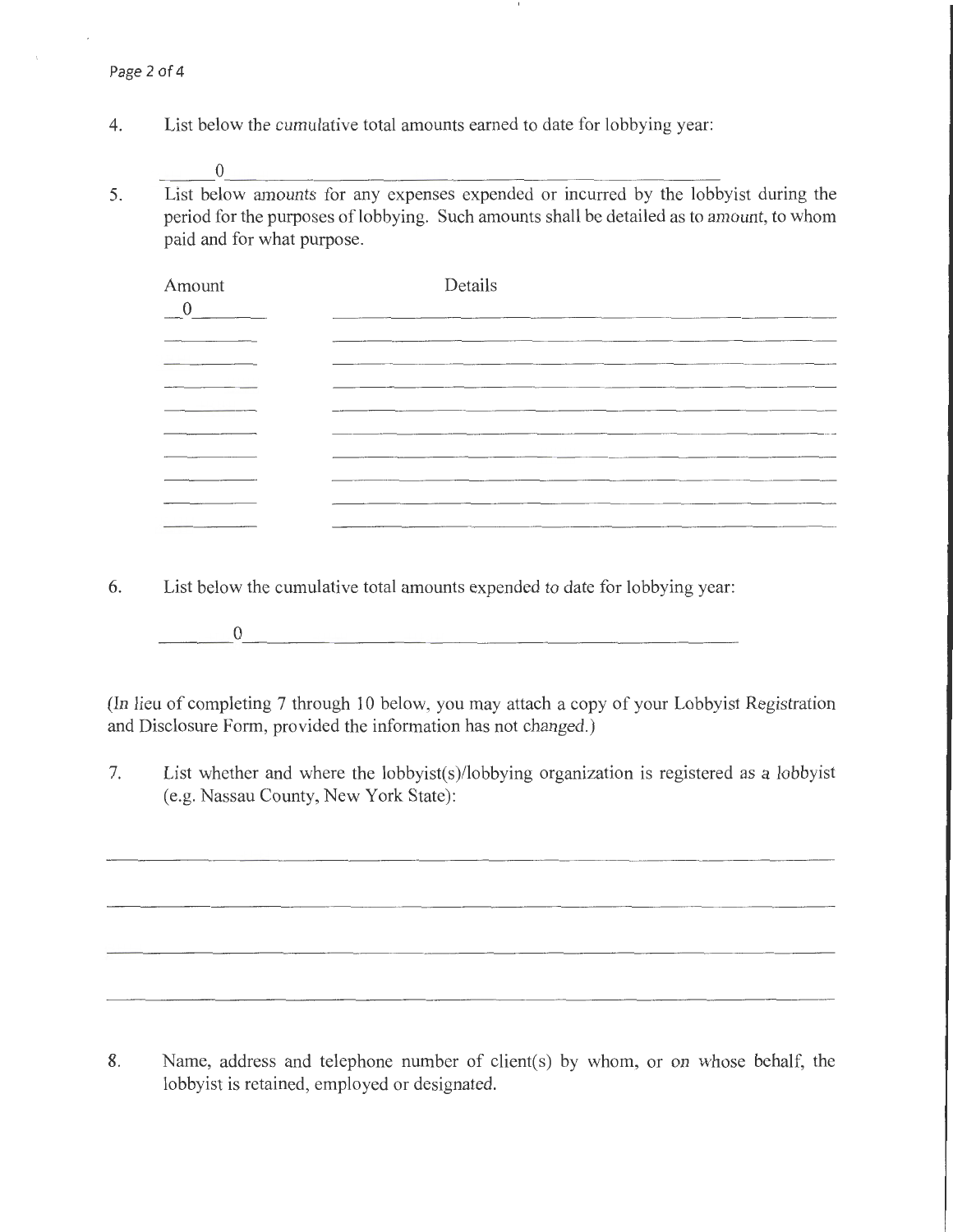4. List below the *cumulative* total amounts earned to date for lobbying year:

   0

5. List below amounts for any expenses expended or incurred by the lobbyist during the period for the purposes of lobbying. Such amounts shall be detailed as to amount, to whom paid and for what purpose.

| Amount | Details |
|---|---|
| 0 | |
| | |
| | |
| | |
| | |
| | |
| | |
| | |
| | |
| | |

6. List below the cumulative total amounts expended to date for lobbying year:

   0

(In lieu of completing 7 through 10 below, you may attach a copy of your Lobbyist Registration and Disclosure Form, provided the information has not changed.)

7. List whether and where the lobbyist(s)/lobbying organization is registered as a lobbyist (e.g. Nassau County, New York State):

8. Name, address and telephone number of client(s) by whom, or on whose behalf, the lobbyist is retained, employed or designated.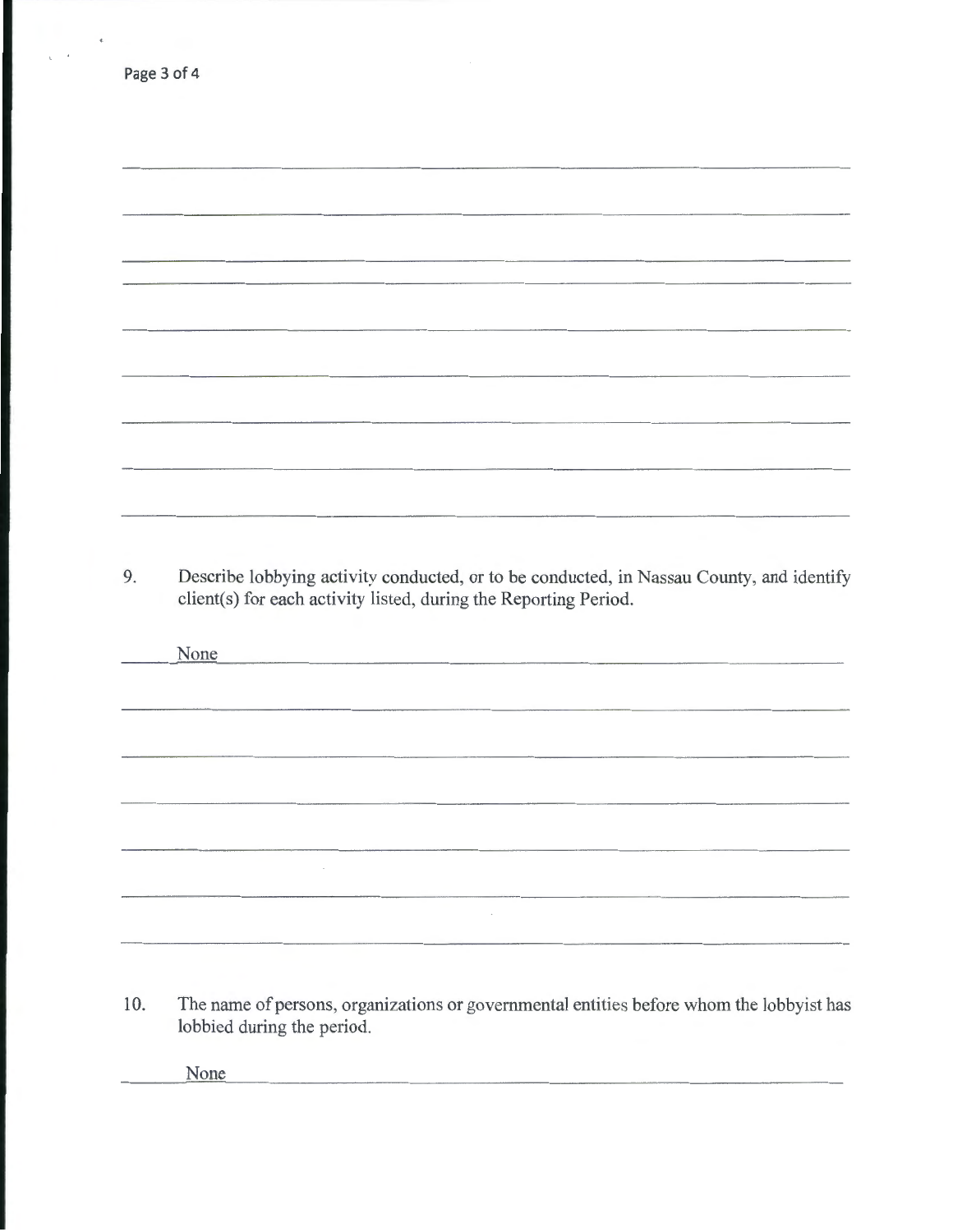9. Describe lobbying activity conducted, or to be conducted, in Nassau County, and identify client(s) for each activity listed, during the Reporting Period.

None

10. The name of persons, organizations or governmental entities before whom the lobbyist has lobbied during the period.

None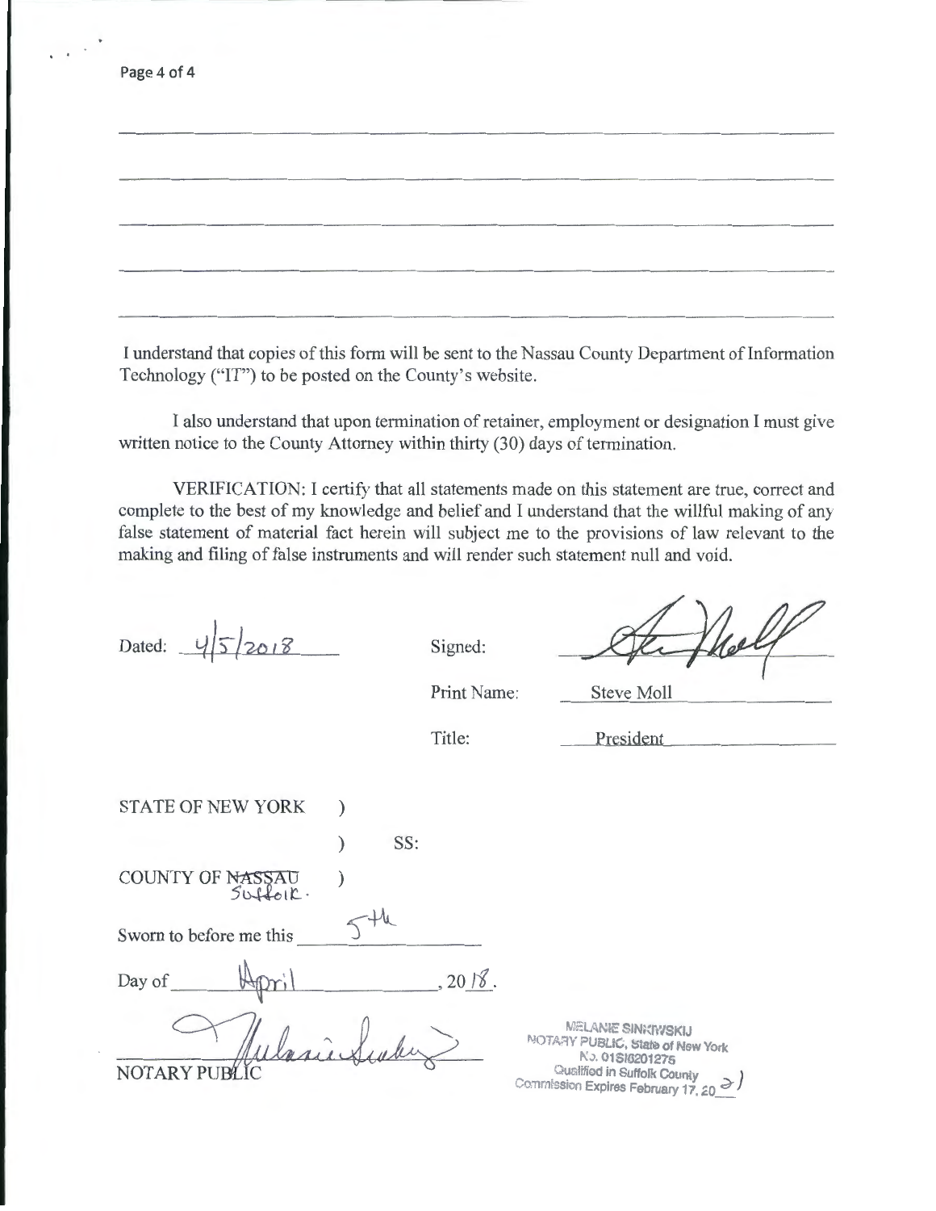\_\_\_\_\_\_\_\_\_\_\_\_\_\_\_\_\_\_\_\_\_\_\_\_\_\_\_\_\_\_\_\_\_\_\_\_\_\_\_\_\_\_\_\_\_\_\_\_\_\_\_\_\_\_\_\_\_\_\_\_

\_\_\_\_\_\_\_\_\_\_\_\_\_\_\_\_\_\_\_\_\_\_\_\_\_\_\_\_\_\_\_\_\_\_\_\_\_\_\_\_\_\_\_\_\_\_\_\_\_\_\_\_\_\_\_\_\_\_\_\_

\_\_\_\_\_\_\_\_\_\_\_\_\_\_\_\_\_\_\_\_\_\_\_\_\_\_\_\_\_\_\_\_\_\_\_\_\_\_\_\_\_\_\_\_\_\_\_\_\_\_\_\_\_\_\_\_\_\_\_\_

\_\_\_\_\_\_\_\_\_\_\_\_\_\_\_\_\_\_\_\_\_\_\_\_\_\_\_\_\_\_\_\_\_\_\_\_\_\_\_\_\_\_\_\_\_\_\_\_\_\_\_\_\_\_\_\_\_\_\_\_

\_\_\_\_\_\_\_\_\_\_\_\_\_\_\_\_\_\_\_\_\_\_\_\_\_\_\_\_\_\_\_\_\_\_\_\_\_\_\_\_\_\_\_\_\_\_\_\_\_\_\_\_\_\_\_\_\_\_\_\_

I understand that copies of this form will be sent to the Nassau County Department of Information Technology ("IT") to be posted on the County's website.

I also understand that upon termination of retainer, employment or designation I must give written notice to the County Attorney within thirty (30) days of termination.

VERIFICATION: I certify that all statements made on this statement are true, correct and complete to the best of my knowledge and belief and I understand that the willful making of any false statement of material fact herein will subject me to the provisions of law relevant to the making and filing of false instruments and will render such statement null and void.

Dated: 4/5/2018

Signed: [signature]

Print Name: Steve Moll

Title: President

STATE OF NEW YORK )
) SS:
COUNTY OF ~~NASSAU~~ Suffolk. )

Sworn to before me this 5th

Day of April, 2018.

[signature]
NOTARY PUBLIC

MELANIE SINKIWSKIJ
NOTARY PUBLIC, State of New York
No. 01SI6201275
Qualified in Suffolk County
Commission Expires February 17, 2021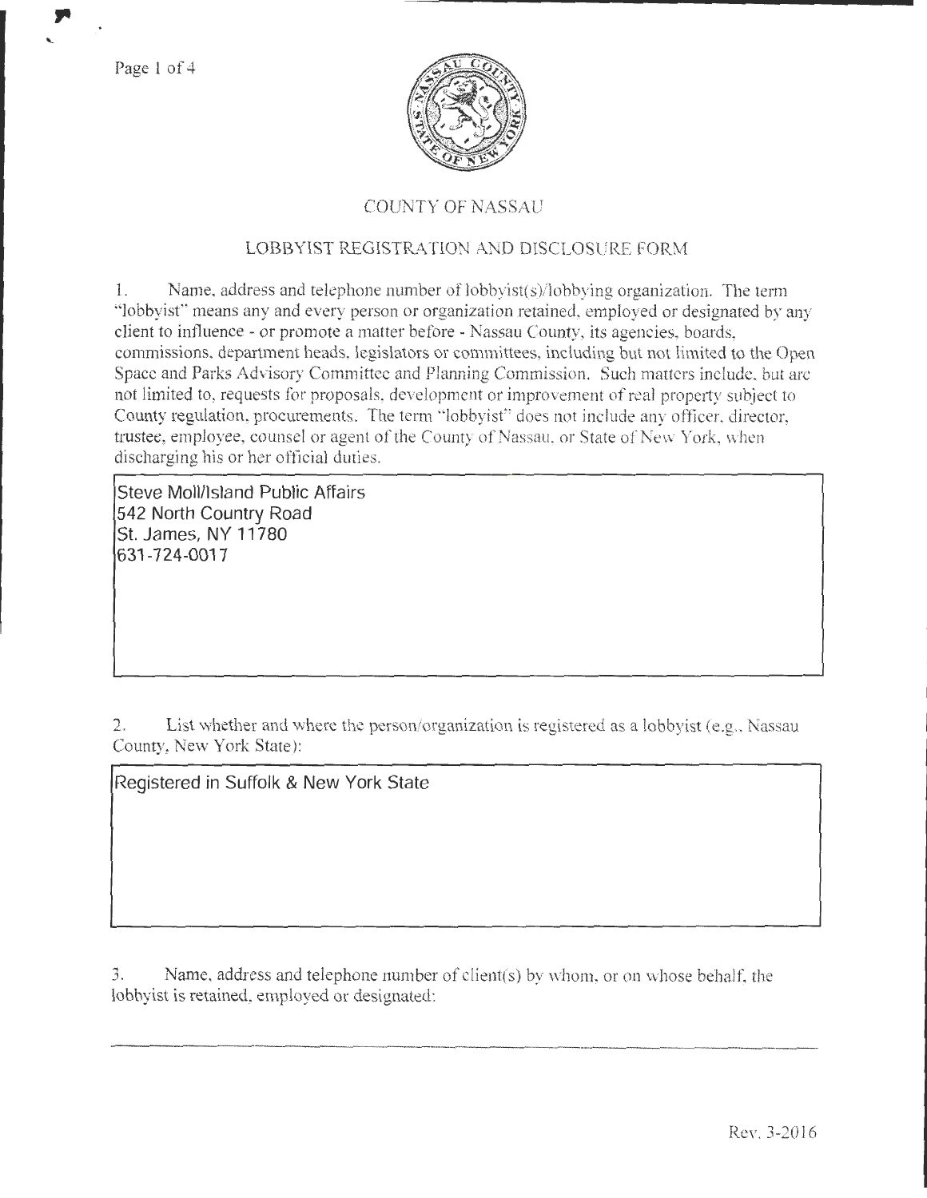# COUNTY OF NASSAU

## LOBBYIST REGISTRATION AND DISCLOSURE FORM

1. Name, address and telephone number of lobbyist(s)/lobbying organization. The term "lobbyist" means any and every person or organization retained, employed or designated by any client to influence - or promote a matter before - Nassau County, its agencies, boards, commissions, department heads, legislators or committees, including but not limited to the Open Space and Parks Advisory Committee and Planning Commission. Such matters include, but are not limited to, requests for proposals, development or improvement of real property subject to County regulation, procurements. The term "lobbyist" does not include any officer, director, trustee, employee, counsel or agent of the County of Nassau, or State of New York, when discharging his or her official duties.

Steve Moll/Island Public Affairs
542 North Country Road
St. James, NY 11780
631-724-0017

2. List whether and where the person/organization is registered as a lobbyist (e.g., Nassau County, New York State):

Registered in Suffolk & New York State

3. Name, address and telephone number of client(s) by whom, or on whose behalf, the lobbyist is retained, employed or designated:

Rev. 3-2016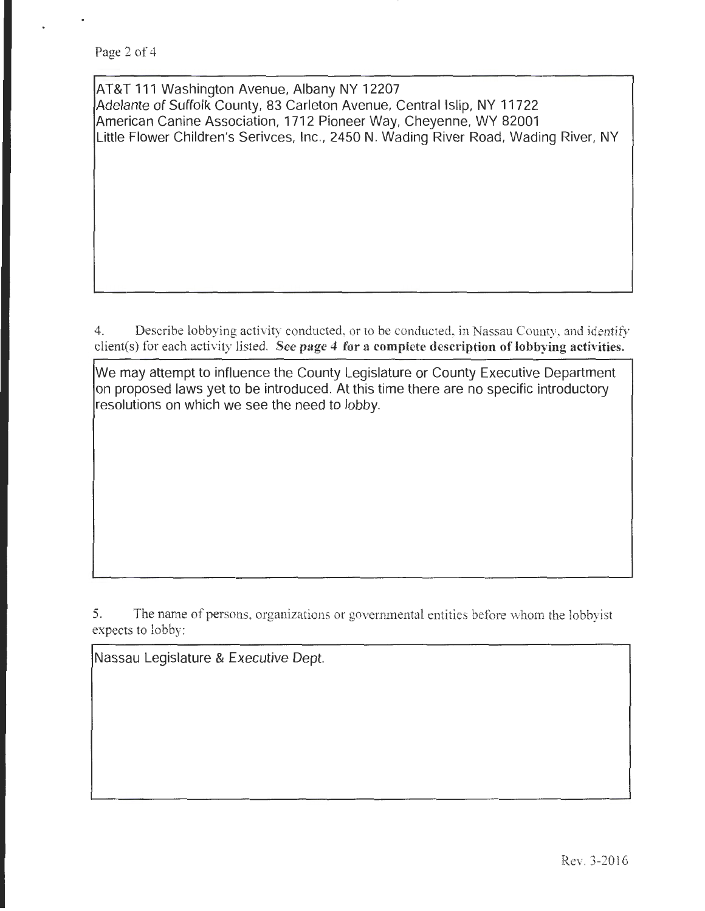AT&T 111 Washington Avenue, Albany NY 12207
Adelante of Suffolk County, 83 Carleton Avenue, Central Islip, NY 11722
American Canine Association, 1712 Pioneer Way, Cheyenne, WY 82001
Little Flower Children's Serivces, Inc., 2450 N. Wading River Road, Wading River, NY

4. Describe lobbying activity conducted, or to be conducted, in Nassau County, and identify client(s) for each activity listed. **See page 4 for a complete description of lobbying activities.**

We may attempt to influence the County Legislature or County Executive Department on proposed laws yet to be introduced. At this time there are no specific introductory resolutions on which we see the need to lobby.

5. The name of persons, organizations or governmental entities before whom the lobbyist expects to lobby:

Nassau Legislature & Executive Dept.

Rev. 3-2016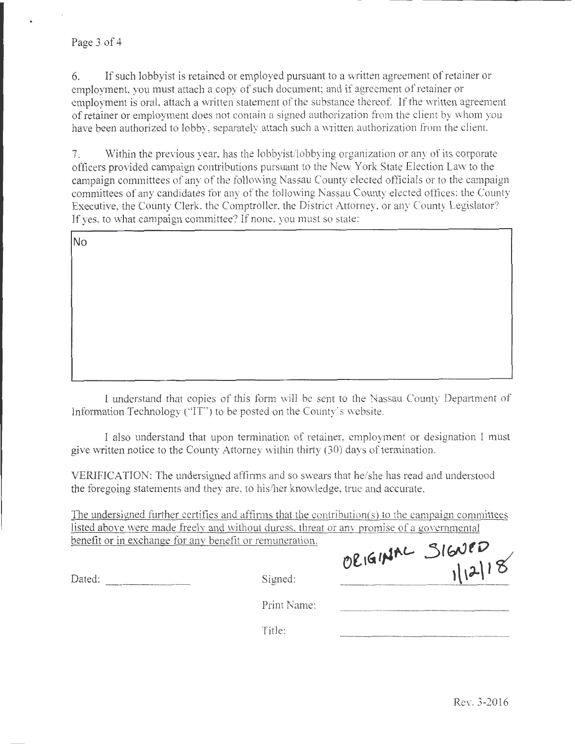6. If such lobbyist is retained or employed pursuant to a written agreement of retainer or employment, you must attach a copy of such document; and if agreement of retainer or employment is oral, attach a written statement of the substance thereof. If the written agreement of retainer or employment does not contain a signed authorization from the client by whom you have been authorized to lobby, separately attach such a written authorization from the client.

7. Within the previous year, has the lobbyist/lobbying organization or any of its corporate officers provided campaign contributions pursuant to the New York State Election Law to the campaign committees of any of the following Nassau County elected officials or to the campaign committees of any candidates for any of the following Nassau County elected offices: the County Executive, the County Clerk, the Comptroller, the District Attorney, or any County Legislator? If yes, to what campaign committee? If none, you must so state:

No

I understand that copies of this form will be sent to the Nassau County Department of Information Technology ("IT") to be posted on the County's website.

I also understand that upon termination of retainer, employment or designation I must give written notice to the County Attorney within thirty (30) days of termination.

VERIFICATION: The undersigned affirms and so swears that he/she has read and understood the foregoing statements and they are, to his/her knowledge, true and accurate.

The undersigned further certifies and affirms that the contribution(s) to the campaign committees listed above were made freely and without duress, threat or any promise of a governmental benefit or in exchange for any benefit or remuneration.

Dated: ______________ Signed: ORIGINAL SIGNED 1/12/18

Print Name: ______________

Title: ______________

Rev. 3-2016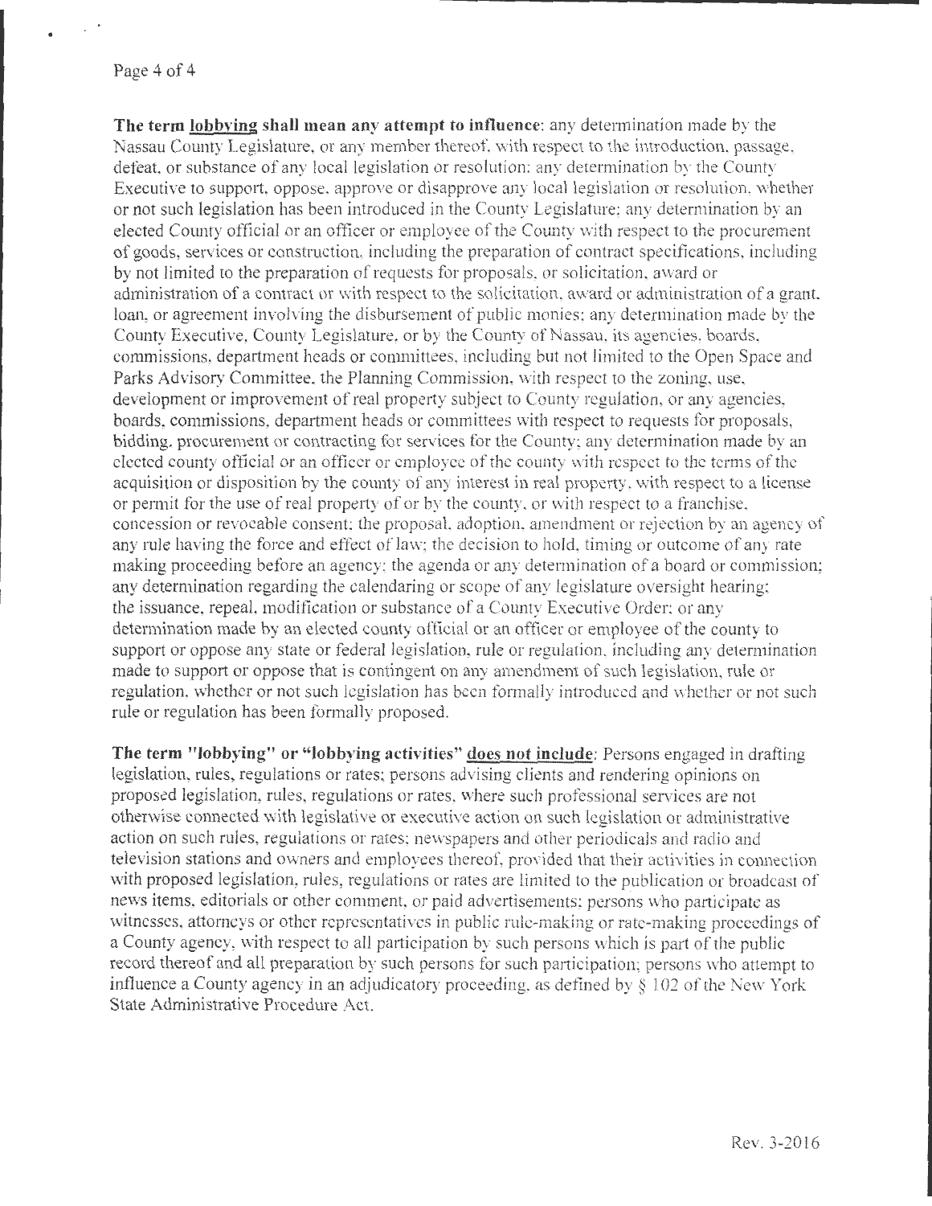**The term <u>lobbying</u> shall mean any attempt to influence**: any determination made by the Nassau County Legislature, or any member thereof, with respect to the introduction, passage, defeat, or substance of any local legislation or resolution; any determination by the County Executive to support, oppose, approve or disapprove any local legislation or resolution, whether or not such legislation has been introduced in the County Legislature; any determination by an elected County official or an officer or employee of the County with respect to the procurement of goods, services or construction, including the preparation of contract specifications, including by not limited to the preparation of requests for proposals, or solicitation, award or administration of a contract or with respect to the solicitation, award or administration of a grant, loan, or agreement involving the disbursement of public monies; any determination made by the County Executive, County Legislature, or by the County of Nassau, its agencies, boards, commissions, department heads or committees, including but not limited to the Open Space and Parks Advisory Committee, the Planning Commission, with respect to the zoning, use, development or improvement of real property subject to County regulation, or any agencies, boards, commissions, department heads or committees with respect to requests for proposals, bidding, procurement or contracting for services for the County; any determination made by an elected county official or an officer or employee of the county with respect to the terms of the acquisition or disposition by the county of any interest in real property, with respect to a license or permit for the use of real property of or by the county, or with respect to a franchise, concession or revocable consent; the proposal, adoption, amendment or rejection by an agency of any rule having the force and effect of law; the decision to hold, timing or outcome of any rate making proceeding before an agency; the agenda or any determination of a board or commission; any determination regarding the calendaring or scope of any legislature oversight hearing; the issuance, repeal, modification or substance of a County Executive Order; or any determination made by an elected county official or an officer or employee of the county to support or oppose any state or federal legislation, rule or regulation, including any determination made to support or oppose that is contingent on any amendment of such legislation, rule or regulation, whether or not such legislation has been formally introduced and whether or not such rule or regulation has been formally proposed.

**The term "lobbying" or "lobbying activities" <u>does not include</u>**: Persons engaged in drafting legislation, rules, regulations or rates; persons advising clients and rendering opinions on proposed legislation, rules, regulations or rates, where such professional services are not otherwise connected with legislative or executive action on such legislation or administrative action on such rules, regulations or rates; newspapers and other periodicals and radio and television stations and owners and employees thereof, provided that their activities in connection with proposed legislation, rules, regulations or rates are limited to the publication or broadcast of news items, editorials or other comment, or paid advertisements; persons who participate as witnesses, attorneys or other representatives in public rule-making or rate-making proceedings of a County agency, with respect to all participation by such persons which is part of the public record thereof and all preparation by such persons for such participation; persons who attempt to influence a County agency in an adjudicatory proceeding, as defined by § 102 of the New York State Administrative Procedure Act.

Rev. 3-2016